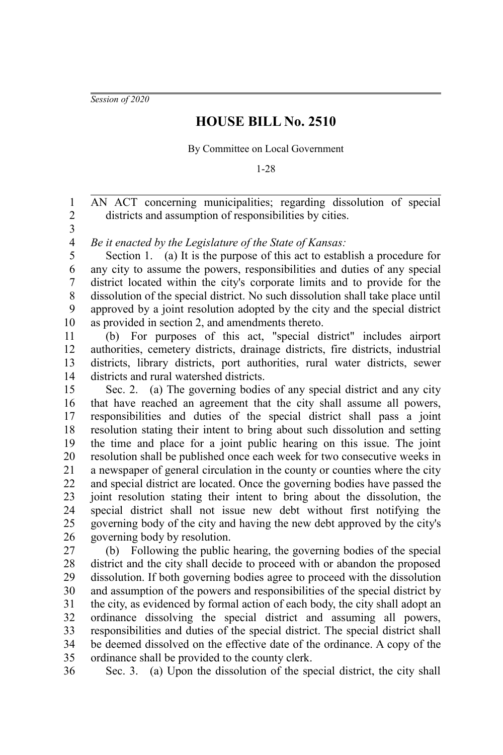*Session of 2020*

# HOUSE BILL No. 2510

By Committee on Local Government

1-28

AN ACT concerning municipalities; regarding dissolution of special districts and assumption of responsibilities by cities.

*Be it enacted by the Legislature of the State of Kansas:*

Section 1. (a) It is the purpose of this act to establish a procedure for any city to assume the powers, responsibilities and duties of any special district located within the city's corporate limits and to provide for the dissolution of the special district. No such dissolution shall take place until approved by a joint resolution adopted by the city and the special district as provided in section 2, and amendments thereto.

(b) For purposes of this act, "special district" includes airport authorities, cemetery districts, drainage districts, fire districts, industrial districts, library districts, port authorities, rural water districts, sewer districts and rural watershed districts.

Sec. 2. (a) The governing bodies of any special district and any city that have reached an agreement that the city shall assume all powers, responsibilities and duties of the special district shall pass a joint resolution stating their intent to bring about such dissolution and setting the time and place for a joint public hearing on this issue. The joint resolution shall be published once each week for two consecutive weeks in a newspaper of general circulation in the county or counties where the city and special district are located. Once the governing bodies have passed the joint resolution stating their intent to bring about the dissolution, the special district shall not issue new debt without first notifying the governing body of the city and having the new debt approved by the city's governing body by resolution.

(b) Following the public hearing, the governing bodies of the special district and the city shall decide to proceed with or abandon the proposed dissolution. If both governing bodies agree to proceed with the dissolution and assumption of the powers and responsibilities of the special district by the city, as evidenced by formal action of each body, the city shall adopt an ordinance dissolving the special district and assuming all powers, responsibilities and duties of the special district. The special district shall be deemed dissolved on the effective date of the ordinance. A copy of the ordinance shall be provided to the county clerk.

Sec. 3. (a) Upon the dissolution of the special district, the city shall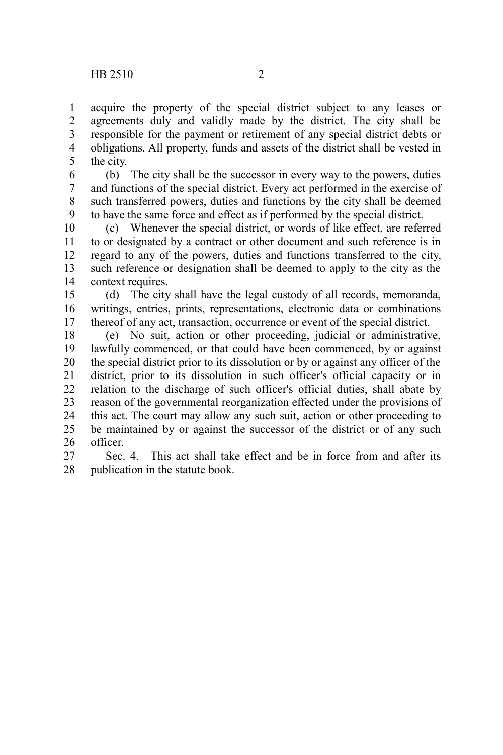acquire the property of the special district subject to any leases or agreements duly and validly made by the district. The city shall be responsible for the payment or retirement of any special district debts or obligations. All property, funds and assets of the district shall be vested in the city.

(b) The city shall be the successor in every way to the powers, duties and functions of the special district. Every act performed in the exercise of such transferred powers, duties and functions by the city shall be deemed to have the same force and effect as if performed by the special district.

(c) Whenever the special district, or words of like effect, are referred to or designated by a contract or other document and such reference is in regard to any of the powers, duties and functions transferred to the city, such reference or designation shall be deemed to apply to the city as the context requires.

(d) The city shall have the legal custody of all records, memoranda, writings, entries, prints, representations, electronic data or combinations thereof of any act, transaction, occurrence or event of the special district.

(e) No suit, action or other proceeding, judicial or administrative, lawfully commenced, or that could have been commenced, by or against the special district prior to its dissolution or by or against any officer of the district, prior to its dissolution in such officer's official capacity or in relation to the discharge of such officer's official duties, shall abate by reason of the governmental reorganization effected under the provisions of this act. The court may allow any such suit, action or other proceeding to be maintained by or against the successor of the district or of any such officer.

Sec. 4. This act shall take effect and be in force from and after its publication in the statute book.